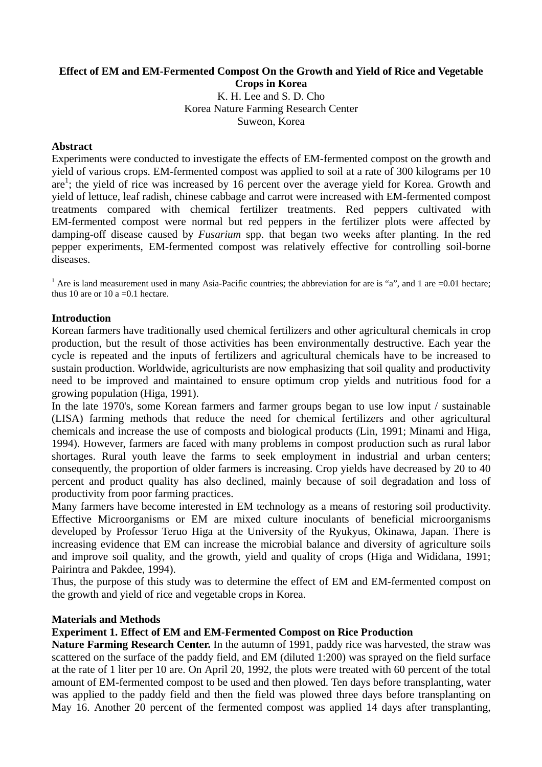# Effect of EM and EM-Fermented Compost On the Growth and Yield of Rice and Vegetable Crops in Korea

K. H. Lee and S. D. Cho
Korea Nature Farming Research Center
Suweon, Korea

## Abstract

Experiments were conducted to investigate the effects of EM-fermented compost on the growth and yield of various crops. EM-fermented compost was applied to soil at a rate of 300 kilograms per 10 are[1]; the yield of rice was increased by 16 percent over the average yield for Korea. Growth and yield of lettuce, leaf radish, chinese cabbage and carrot were increased with EM-fermented compost treatments compared with chemical fertilizer treatments. Red peppers cultivated with EM-fermented compost were normal but red peppers in the fertilizer plots were affected by damping-off disease caused by *Fusarium* spp. that began two weeks after planting. In the red pepper experiments, EM-fermented compost was relatively effective for controlling soil-borne diseases.

[1] Are is land measurement used in many Asia-Pacific countries; the abbreviation for are is “a”, and 1 are =0.01 hectare; thus 10 are or 10 a =0.1 hectare.

## Introduction

Korean farmers have traditionally used chemical fertilizers and other agricultural chemicals in crop production, but the result of those activities has been environmentally destructive. Each year the cycle is repeated and the inputs of fertilizers and agricultural chemicals have to be increased to sustain production. Worldwide, agriculturists are now emphasizing that soil quality and productivity need to be improved and maintained to ensure optimum crop yields and nutritious food for a growing population (Higa, 1991).

In the late 1970's, some Korean farmers and farmer groups began to use low input / sustainable (LISA) farming methods that reduce the need for chemical fertilizers and other agricultural chemicals and increase the use of composts and biological products (Lin, 1991; Minami and Higa, 1994). However, farmers are faced with many problems in compost production such as rural labor shortages. Rural youth leave the farms to seek employment in industrial and urban centers; consequently, the proportion of older farmers is increasing. Crop yields have decreased by 20 to 40 percent and product quality has also declined, mainly because of soil degradation and loss of productivity from poor farming practices.

Many farmers have become interested in EM technology as a means of restoring soil productivity. Effective Microorganisms or EM are mixed culture inoculants of beneficial microorganisms developed by Professor Teruo Higa at the University of the Ryukyus, Okinawa, Japan. There is increasing evidence that EM can increase the microbial balance and diversity of agriculture soils and improve soil quality, and the growth, yield and quality of crops (Higa and Wididana, 1991; Pairintra and Pakdee, 1994).

Thus, the purpose of this study was to determine the effect of EM and EM-fermented compost on the growth and yield of rice and vegetable crops in Korea.

## Materials and Methods

### Experiment 1. Effect of EM and EM-Fermented Compost on Rice Production

**Nature Farming Research Center.** In the autumn of 1991, paddy rice was harvested, the straw was scattered on the surface of the paddy field, and EM (diluted 1:200) was sprayed on the field surface at the rate of 1 liter per 10 are. On April 20, 1992, the plots were treated with 60 percent of the total amount of EM-fermented compost to be used and then plowed. Ten days before transplanting, water was applied to the paddy field and then the field was plowed three days before transplanting on May 16. Another 20 percent of the fermented compost was applied 14 days after transplanting,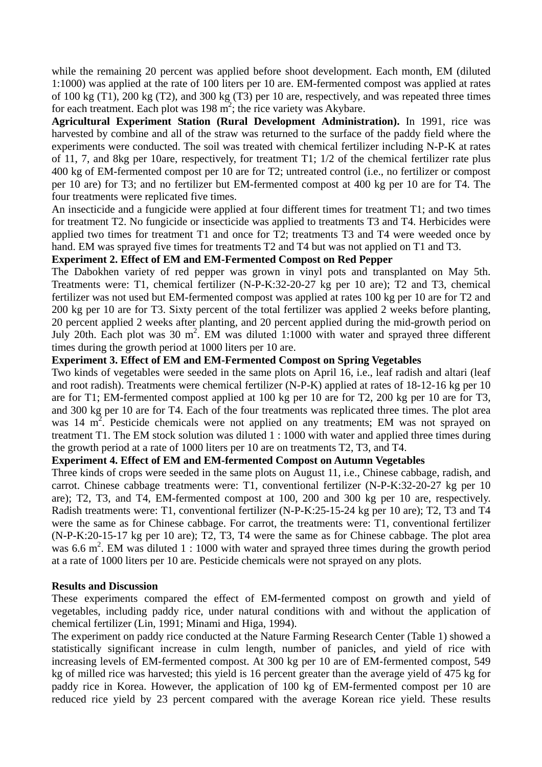while the remaining 20 percent was applied before shoot development. Each month, EM (diluted 1:1000) was applied at the rate of 100 liters per 10 are. EM-fermented compost was applied at rates of 100 kg (T1), 200 kg (T2), and 300 kg (T3) per 10 are, respectively, and was repeated three times for each treatment. Each plot was 198 $m^2$; the rice variety was Akybare.

**Agricultural Experiment Station (Rural Development Administration).** In 1991, rice was harvested by combine and all of the straw was returned to the surface of the paddy field where the experiments were conducted. The soil was treated with chemical fertilizer including N-P-K at rates of 11, 7, and 8kg per 10are, respectively, for treatment T1; 1/2 of the chemical fertilizer rate plus 400 kg of EM-fermented compost per 10 are for T2; untreated control (i.e., no fertilizer or compost per 10 are) for T3; and no fertilizer but EM-fermented compost at 400 kg per 10 are for T4. The four treatments were replicated five times.

An insecticide and a fungicide were applied at four different times for treatment T1; and two times for treatment T2. No fungicide or insecticide was applied to treatments T3 and T4. Herbicides were applied two times for treatment T1 and once for T2; treatments T3 and T4 were weeded once by hand. EM was sprayed five times for treatments T2 and T4 but was not applied on T1 and T3.

**Experiment 2. Effect of EM and EM-Fermented Compost on Red Pepper**

The Dabokhen variety of red pepper was grown in vinyl pots and transplanted on May 5th. Treatments were: T1, chemical fertilizer (N-P-K:32-20-27 kg per 10 are); T2 and T3, chemical fertilizer was not used but EM-fermented compost was applied at rates 100 kg per 10 are for T2 and 200 kg per 10 are for T3. Sixty percent of the total fertilizer was applied 2 weeks before planting, 20 percent applied 2 weeks after planting, and 20 percent applied during the mid-growth period on July 20th. Each plot was 30 $m^2$. EM was diluted 1:1000 with water and sprayed three different times during the growth period at 1000 liters per 10 are.

**Experiment 3. Effect of EM and EM-Fermented Compost on Spring Vegetables**

Two kinds of vegetables were seeded in the same plots on April 16, i.e., leaf radish and altari (leaf and root radish). Treatments were chemical fertilizer (N-P-K) applied at rates of 18-12-16 kg per 10 are for T1; EM-fermented compost applied at 100 kg per 10 are for T2, 200 kg per 10 are for T3, and 300 kg per 10 are for T4. Each of the four treatments was replicated three times. The plot area was 14 $m^2$. Pesticide chemicals were not applied on any treatments; EM was not sprayed on treatment T1. The EM stock solution was diluted 1 : 1000 with water and applied three times during the growth period at a rate of 1000 liters per 10 are on treatments T2, T3, and T4.

**Experiment 4. Effect of EM and EM-fermented Compost on Autumn Vegetables**

Three kinds of crops were seeded in the same plots on August 11, i.e., Chinese cabbage, radish, and carrot. Chinese cabbage treatments were: T1, conventional fertilizer (N-P-K:32-20-27 kg per 10 are); T2, T3, and T4, EM-fermented compost at 100, 200 and 300 kg per 10 are, respectively. Radish treatments were: T1, conventional fertilizer (N-P-K:25-15-24 kg per 10 are); T2, T3 and T4 were the same as for Chinese cabbage. For carrot, the treatments were: T1, conventional fertilizer (N-P-K:20-15-17 kg per 10 are); T2, T3, T4 were the same as for Chinese cabbage. The plot area was 6.6 $m^2$. EM was diluted 1 : 1000 with water and sprayed three times during the growth period at a rate of 1000 liters per 10 are. Pesticide chemicals were not sprayed on any plots.

## Results and Discussion

These experiments compared the effect of EM-fermented compost on growth and yield of vegetables, including paddy rice, under natural conditions with and without the application of chemical fertilizer (Lin, 1991; Minami and Higa, 1994).

The experiment on paddy rice conducted at the Nature Farming Research Center (Table 1) showed a statistically significant increase in culm length, number of panicles, and yield of rice with increasing levels of EM-fermented compost. At 300 kg per 10 are of EM-fermented compost, 549 kg of milled rice was harvested; this yield is 16 percent greater than the average yield of 475 kg for paddy rice in Korea. However, the application of 100 kg of EM-fermented compost per 10 are reduced rice yield by 23 percent compared with the average Korean rice yield. These results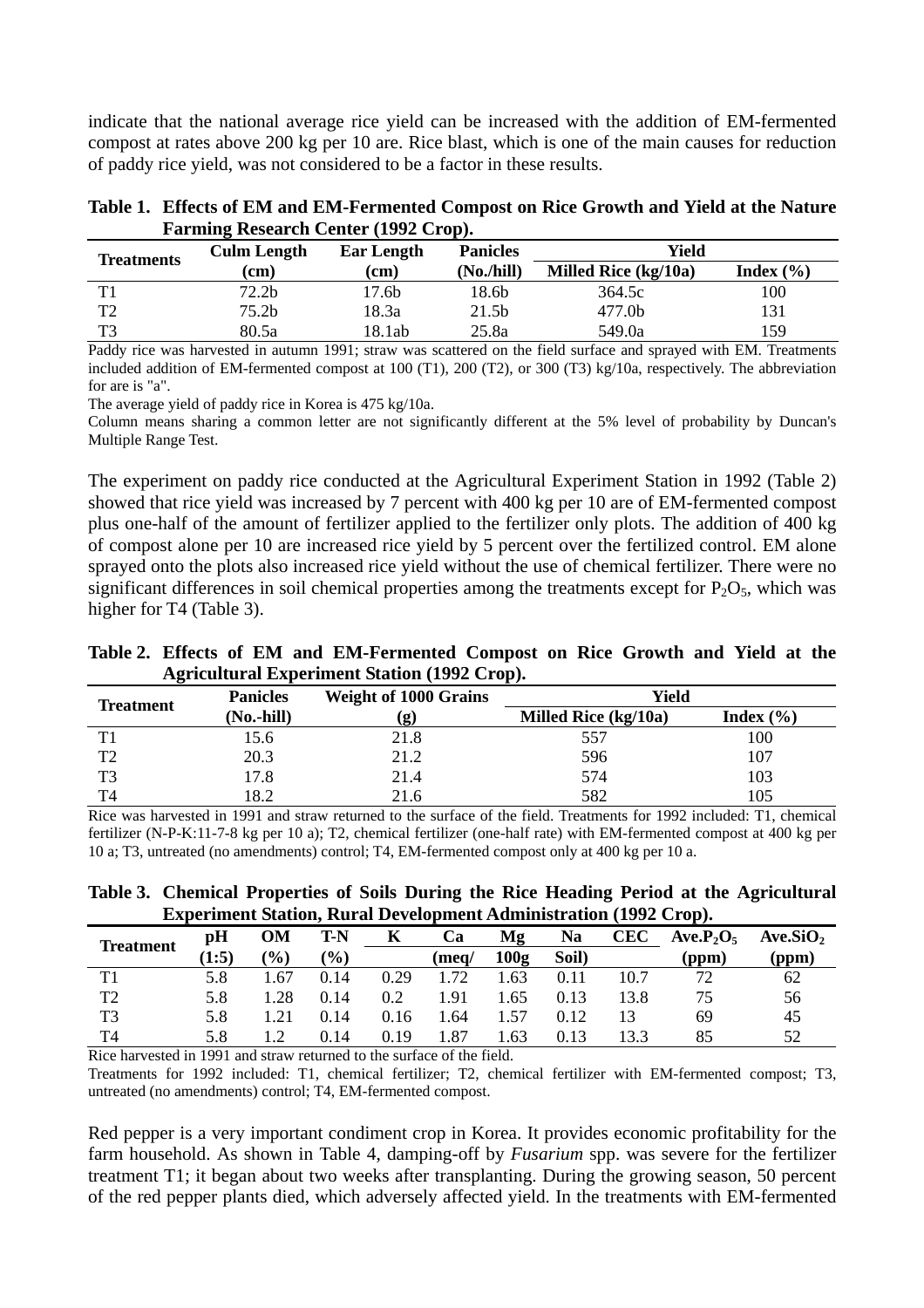indicate that the national average rice yield can be increased with the addition of EM-fermented compost at rates above 200 kg per 10 are. Rice blast, which is one of the main causes for reduction of paddy rice yield, was not considered to be a factor in these results.

**Table 1. Effects of EM and EM-Fermented Compost on Rice Growth and Yield at the Nature Farming Research Center (1992 Crop).**

| Treatments | Culm Length (cm) | Ear Length (cm) | Panicles (No./hill) | Yield | |
|---|---|---|---|---|---|
| | | | | Milled Rice (kg/10a) | Index (%) |
| T1 | 72.2b | 17.6b | 18.6b | 364.5c | 100 |
| T2 | 75.2b | 18.3a | 21.5b | 477.0b | 131 |
| T3 | 80.5a | 18.1ab | 25.8a | 549.0a | 159 |

Paddy rice was harvested in autumn 1991; straw was scattered on the field surface and sprayed with EM. Treatments included addition of EM-fermented compost at 100 (T1), 200 (T2), or 300 (T3) kg/10a, respectively. The abbreviation for are is "a".

The average yield of paddy rice in Korea is 475 kg/10a.

Column means sharing a common letter are not significantly different at the 5% level of probability by Duncan's Multiple Range Test.

The experiment on paddy rice conducted at the Agricultural Experiment Station in 1992 (Table 2) showed that rice yield was increased by 7 percent with 400 kg per 10 are of EM-fermented compost plus one-half of the amount of fertilizer applied to the fertilizer only plots. The addition of 400 kg of compost alone per 10 are increased rice yield by 5 percent over the fertilized control. EM alone sprayed onto the plots also increased rice yield without the use of chemical fertilizer. There were no significant differences in soil chemical properties among the treatments except for $P_2O_5$, which was higher for T4 (Table 3).

**Table 2. Effects of EM and EM-Fermented Compost on Rice Growth and Yield at the Agricultural Experiment Station (1992 Crop).**

| Treatment | Panicles (No.-hill) | Weight of 1000 Grains (g) | Yield | |
|---|---|---|---|---|
| | | | Milled Rice (kg/10a) | Index (%) |
| T1 | 15.6 | 21.8 | 557 | 100 |
| T2 | 20.3 | 21.2 | 596 | 107 |
| T3 | 17.8 | 21.4 | 574 | 103 |
| T4 | 18.2 | 21.6 | 582 | 105 |

Rice was harvested in 1991 and straw returned to the surface of the field. Treatments for 1992 included: T1, chemical fertilizer (N-P-K:11-7-8 kg per 10 a); T2, chemical fertilizer (one-half rate) with EM-fermented compost at 400 kg per 10 a; T3, untreated (no amendments) control; T4, EM-fermented compost only at 400 kg per 10 a.

**Table 3. Chemical Properties of Soils During the Rice Heading Period at the Agricultural Experiment Station, Rural Development Administration (1992 Crop).**

| Treatment | pH (1:5) | OM (%) | T-N (%) | K | Ca (meq/ | Mg 100g | Na Soil) | CEC | Ave.$P_2O_5$ (ppm) | Ave.$SiO_2$ (ppm) |
|---|---|---|---|---|---|---|---|---|---|---|
| T1 | 5.8 | 1.67 | 0.14 | 0.29 | 1.72 | 1.63 | 0.11 | 10.7 | 72 | 62 |
| T2 | 5.8 | 1.28 | 0.14 | 0.2 | 1.91 | 1.65 | 0.13 | 13.8 | 75 | 56 |
| T3 | 5.8 | 1.21 | 0.14 | 0.16 | 1.64 | 1.57 | 0.12 | 13 | 69 | 45 |
| T4 | 5.8 | 1.2 | 0.14 | 0.19 | 1.87 | 1.63 | 0.13 | 13.3 | 85 | 52 |

Rice harvested in 1991 and straw returned to the surface of the field.

Treatments for 1992 included: T1, chemical fertilizer; T2, chemical fertilizer with EM-fermented compost; T3, untreated (no amendments) control; T4, EM-fermented compost.

Red pepper is a very important condiment crop in Korea. It provides economic profitability for the farm household. As shown in Table 4, damping-off by *Fusarium* spp. was severe for the fertilizer treatment T1; it began about two weeks after transplanting. During the growing season, 50 percent of the red pepper plants died, which adversely affected yield. In the treatments with EM-fermented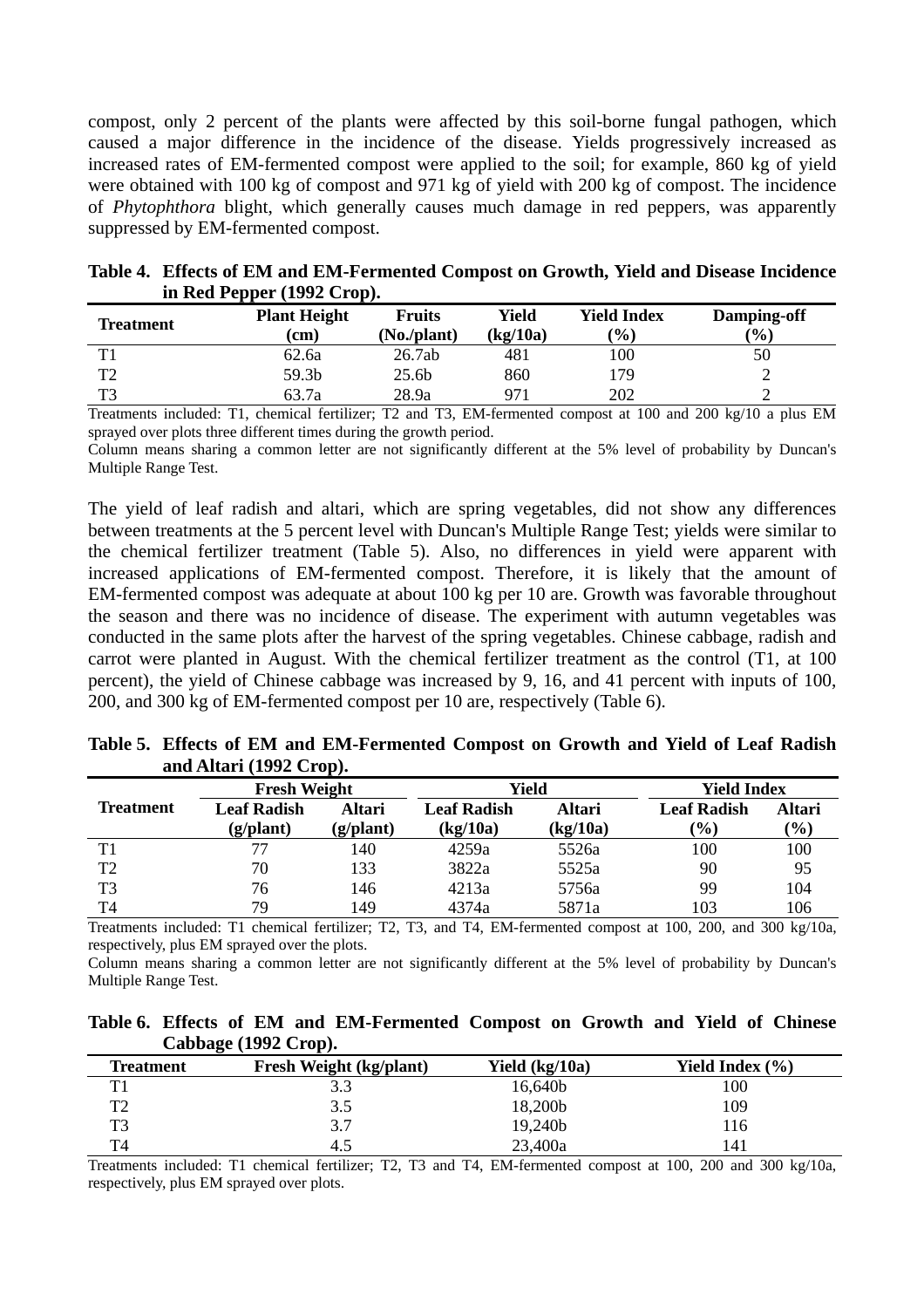compost, only 2 percent of the plants were affected by this soil-borne fungal pathogen, which caused a major difference in the incidence of the disease. Yields progressively increased as increased rates of EM-fermented compost were applied to the soil; for example, 860 kg of yield were obtained with 100 kg of compost and 971 kg of yield with 200 kg of compost. The incidence of *Phytophthora* blight, which generally causes much damage in red peppers, was apparently suppressed by EM-fermented compost.

**Table 4. Effects of EM and EM-Fermented Compost on Growth, Yield and Disease Incidence in Red Pepper (1992 Crop).**

| Treatment | Plant Height (cm) | Fruits (No./plant) | Yield (kg/10a) | Yield Index (%) | Damping-off (%) |
|---|---|---|---|---|---|
| T1 | 62.6a | 26.7ab | 481 | 100 | 50 |
| T2 | 59.3b | 25.6b | 860 | 179 | 2 |
| T3 | 63.7a | 28.9a | 971 | 202 | 2 |

Treatments included: T1, chemical fertilizer; T2 and T3, EM-fermented compost at 100 and 200 kg/10 a plus EM sprayed over plots three different times during the growth period.
Column means sharing a common letter are not significantly different at the 5% level of probability by Duncan's Multiple Range Test.

The yield of leaf radish and altari, which are spring vegetables, did not show any differences between treatments at the 5 percent level with Duncan's Multiple Range Test; yields were similar to the chemical fertilizer treatment (Table 5). Also, no differences in yield were apparent with increased applications of EM-fermented compost. Therefore, it is likely that the amount of EM-fermented compost was adequate at about 100 kg per 10 are. Growth was favorable throughout the season and there was no incidence of disease. The experiment with autumn vegetables was conducted in the same plots after the harvest of the spring vegetables. Chinese cabbage, radish and carrot were planted in August. With the chemical fertilizer treatment as the control (T1, at 100 percent), the yield of Chinese cabbage was increased by 9, 16, and 41 percent with inputs of 100, 200, and 300 kg of EM-fermented compost per 10 are, respectively (Table 6).

**Table 5. Effects of EM and EM-Fermented Compost on Growth and Yield of Leaf Radish and Altari (1992 Crop).**

| Treatment | Fresh Weight | | Yield | | Yield Index | |
|---|---|---|---|---|---|---|
| | Leaf Radish (g/plant) | Altari (g/plant) | Leaf Radish (kg/10a) | Altari (kg/10a) | Leaf Radish (%) | Altari (%) |
| T1 | 77 | 140 | 4259a | 5526a | 100 | 100 |
| T2 | 70 | 133 | 3822a | 5525a | 90 | 95 |
| T3 | 76 | 146 | 4213a | 5756a | 99 | 104 |
| T4 | 79 | 149 | 4374a | 5871a | 103 | 106 |

Treatments included: T1 chemical fertilizer; T2, T3, and T4, EM-fermented compost at 100, 200, and 300 kg/10a, respectively, plus EM sprayed over the plots.
Column means sharing a common letter are not significantly different at the 5% level of probability by Duncan's Multiple Range Test.

**Table 6. Effects of EM and EM-Fermented Compost on Growth and Yield of Chinese Cabbage (1992 Crop).**

| Treatment | Fresh Weight (kg/plant) | Yield (kg/10a) | Yield Index (%) |
|---|---|---|---|
| T1 | 3.3 | 16,640b | 100 |
| T2 | 3.5 | 18,200b | 109 |
| T3 | 3.7 | 19,240b | 116 |
| T4 | 4.5 | 23,400a | 141 |

Treatments included: T1 chemical fertilizer; T2, T3 and T4, EM-fermented compost at 100, 200 and 300 kg/10a, respectively, plus EM sprayed over plots.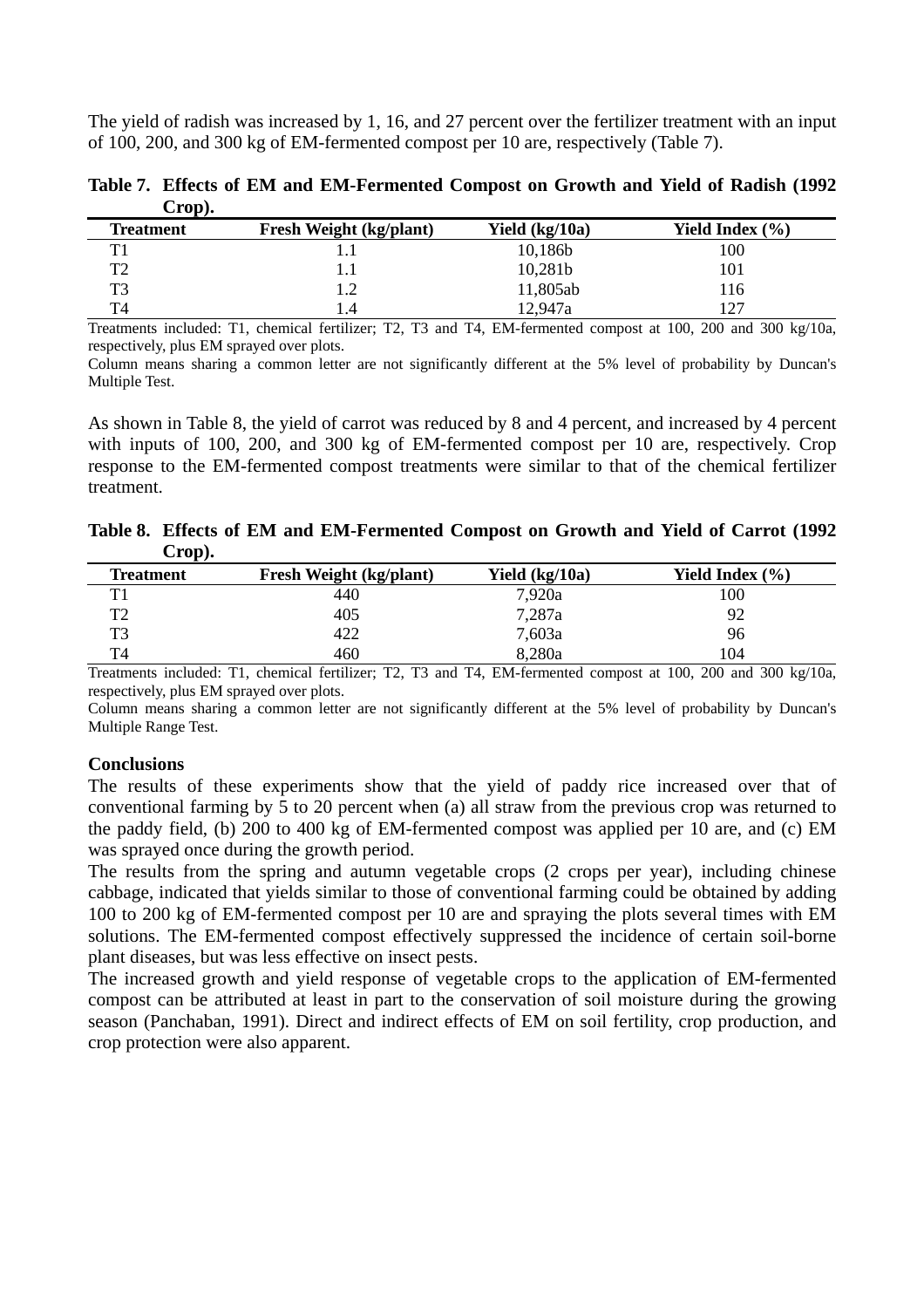The yield of radish was increased by 1, 16, and 27 percent over the fertilizer treatment with an input of 100, 200, and 300 kg of EM-fermented compost per 10 are, respectively (Table 7).

**Table 7. Effects of EM and EM-Fermented Compost on Growth and Yield of Radish (1992 Crop).**

| Treatment | Fresh Weight (kg/plant) | Yield (kg/10a) | Yield Index (%) |
|---|---|---|---|
| T1 | 1.1 | 10,186b | 100 |
| T2 | 1.1 | 10,281b | 101 |
| T3 | 1.2 | 11,805ab | 116 |
| T4 | 1.4 | 12,947a | 127 |

Treatments included: T1, chemical fertilizer; T2, T3 and T4, EM-fermented compost at 100, 200 and 300 kg/10a, respectively, plus EM sprayed over plots.

Column means sharing a common letter are not significantly different at the 5% level of probability by Duncan's Multiple Test.

As shown in Table 8, the yield of carrot was reduced by 8 and 4 percent, and increased by 4 percent with inputs of 100, 200, and 300 kg of EM-fermented compost per 10 are, respectively. Crop response to the EM-fermented compost treatments were similar to that of the chemical fertilizer treatment.

**Table 8. Effects of EM and EM-Fermented Compost on Growth and Yield of Carrot (1992 Crop).**

| Treatment | Fresh Weight (kg/plant) | Yield (kg/10a) | Yield Index (%) |
|---|---|---|---|
| T1 | 440 | 7,920a | 100 |
| T2 | 405 | 7,287a | 92 |
| T3 | 422 | 7,603a | 96 |
| T4 | 460 | 8,280a | 104 |

Treatments included: T1, chemical fertilizer; T2, T3 and T4, EM-fermented compost at 100, 200 and 300 kg/10a, respectively, plus EM sprayed over plots.

Column means sharing a common letter are not significantly different at the 5% level of probability by Duncan's Multiple Range Test.

**Conclusions**

The results of these experiments show that the yield of paddy rice increased over that of conventional farming by 5 to 20 percent when (a) all straw from the previous crop was returned to the paddy field, (b) 200 to 400 kg of EM-fermented compost was applied per 10 are, and (c) EM was sprayed once during the growth period.

The results from the spring and autumn vegetable crops (2 crops per year), including chinese cabbage, indicated that yields similar to those of conventional farming could be obtained by adding 100 to 200 kg of EM-fermented compost per 10 are and spraying the plots several times with EM solutions. The EM-fermented compost effectively suppressed the incidence of certain soil-borne plant diseases, but was less effective on insect pests.

The increased growth and yield response of vegetable crops to the application of EM-fermented compost can be attributed at least in part to the conservation of soil moisture during the growing season (Panchaban, 1991). Direct and indirect effects of EM on soil fertility, crop production, and crop protection were also apparent.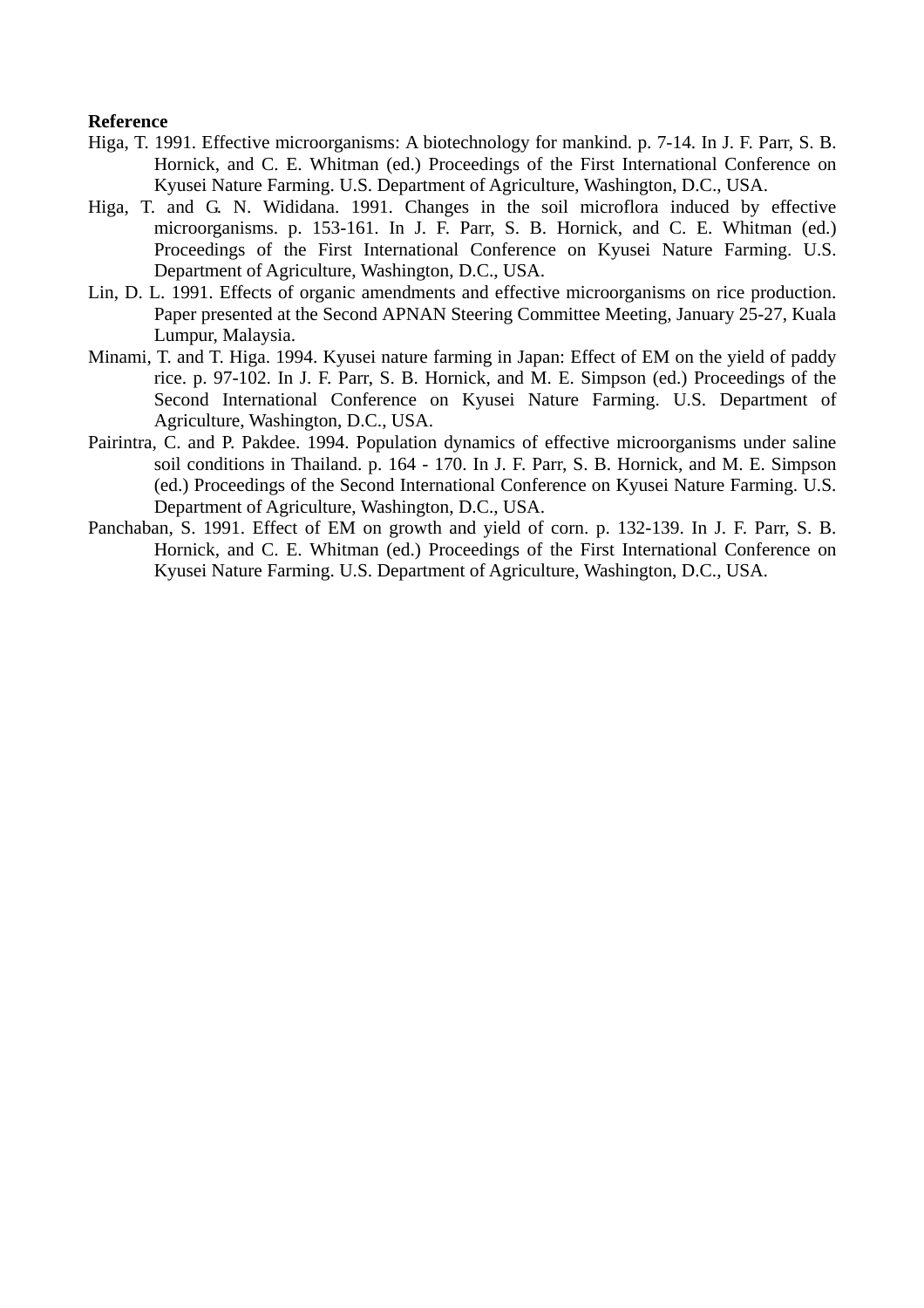**Reference**

Higa, T. 1991. Effective microorganisms: A biotechnology for mankind. p. 7-14. In J. F. Parr, S. B. Hornick, and C. E. Whitman (ed.) Proceedings of the First International Conference on Kyusei Nature Farming. U.S. Department of Agriculture, Washington, D.C., USA.

Higa, T. and G. N. Wididana. 1991. Changes in the soil microflora induced by effective microorganisms. p. 153-161. In J. F. Parr, S. B. Hornick, and C. E. Whitman (ed.) Proceedings of the First International Conference on Kyusei Nature Farming. U.S. Department of Agriculture, Washington, D.C., USA.

Lin, D. L. 1991. Effects of organic amendments and effective microorganisms on rice production. Paper presented at the Second APNAN Steering Committee Meeting, January 25-27, Kuala Lumpur, Malaysia.

Minami, T. and T. Higa. 1994. Kyusei nature farming in Japan: Effect of EM on the yield of paddy rice. p. 97-102. In J. F. Parr, S. B. Hornick, and M. E. Simpson (ed.) Proceedings of the Second International Conference on Kyusei Nature Farming. U.S. Department of Agriculture, Washington, D.C., USA.

Pairintra, C. and P. Pakdee. 1994. Population dynamics of effective microorganisms under saline soil conditions in Thailand. p. 164 - 170. In J. F. Parr, S. B. Hornick, and M. E. Simpson (ed.) Proceedings of the Second International Conference on Kyusei Nature Farming. U.S. Department of Agriculture, Washington, D.C., USA.

Panchaban, S. 1991. Effect of EM on growth and yield of corn. p. 132-139. In J. F. Parr, S. B. Hornick, and C. E. Whitman (ed.) Proceedings of the First International Conference on Kyusei Nature Farming. U.S. Department of Agriculture, Washington, D.C., USA.